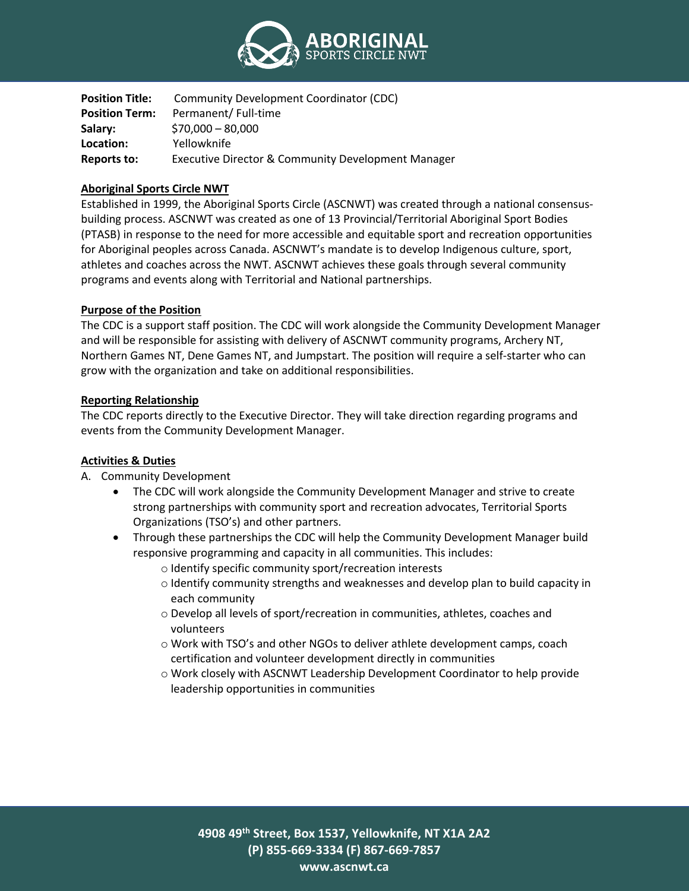**Position Title:** Community Development Coordinator (CDC)
**Position Term:** Permanent/ Full-time
**Salary:** $70,000 – 80,000
**Location:** Yellowknife
**Reports to:** Executive Director & Community Development Manager

## Aboriginal Sports Circle NWT

Established in 1999, the Aboriginal Sports Circle (ASCNWT) was created through a national consensus-building process. ASCNWT was created as one of 13 Provincial/Territorial Aboriginal Sport Bodies (PTASB) in response to the need for more accessible and equitable sport and recreation opportunities for Aboriginal peoples across Canada. ASCNWT's mandate is to develop Indigenous culture, sport, athletes and coaches across the NWT. ASCNWT achieves these goals through several community programs and events along with Territorial and National partnerships.

## Purpose of the Position

The CDC is a support staff position. The CDC will work alongside the Community Development Manager and will be responsible for assisting with delivery of ASCNWT community programs, Archery NT, Northern Games NT, Dene Games NT, and Jumpstart. The position will require a self-starter who can grow with the organization and take on additional responsibilities.

## Reporting Relationship

The CDC reports directly to the Executive Director. They will take direction regarding programs and events from the Community Development Manager.

## Activities & Duties

A. Community Development
- The CDC will work alongside the Community Development Manager and strive to create strong partnerships with community sport and recreation advocates, Territorial Sports Organizations (TSO's) and other partners.
- Through these partnerships the CDC will help the Community Development Manager build responsive programming and capacity in all communities. This includes:
  - Identify specific community sport/recreation interests
  - Identify community strengths and weaknesses and develop plan to build capacity in each community
  - Develop all levels of sport/recreation in communities, athletes, coaches and volunteers
  - Work with TSO's and other NGOs to deliver athlete development camps, coach certification and volunteer development directly in communities
  - Work closely with ASCNWT Leadership Development Coordinator to help provide leadership opportunities in communities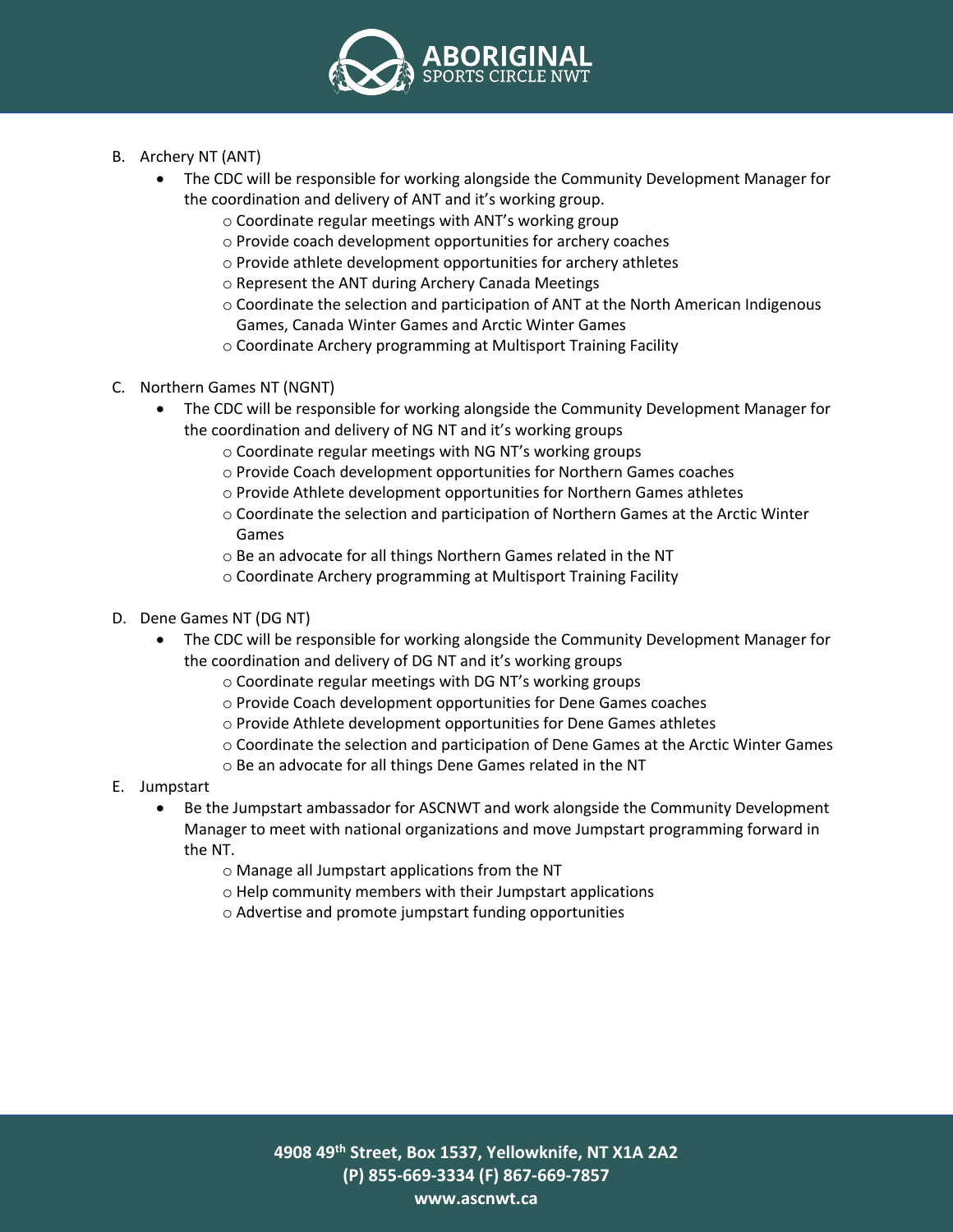B. Archery NT (ANT)
   - The CDC will be responsible for working alongside the Community Development Manager for the coordination and delivery of ANT and it's working group.
     - Coordinate regular meetings with ANT's working group
     - Provide coach development opportunities for archery coaches
     - Provide athlete development opportunities for archery athletes
     - Represent the ANT during Archery Canada Meetings
     - Coordinate the selection and participation of ANT at the North American Indigenous Games, Canada Winter Games and Arctic Winter Games
     - Coordinate Archery programming at Multisport Training Facility

C. Northern Games NT (NGNT)
   - The CDC will be responsible for working alongside the Community Development Manager for the coordination and delivery of NG NT and it's working groups
     - Coordinate regular meetings with NG NT's working groups
     - Provide Coach development opportunities for Northern Games coaches
     - Provide Athlete development opportunities for Northern Games athletes
     - Coordinate the selection and participation of Northern Games at the Arctic Winter Games
     - Be an advocate for all things Northern Games related in the NT
     - Coordinate Archery programming at Multisport Training Facility

D. Dene Games NT (DG NT)
   - The CDC will be responsible for working alongside the Community Development Manager for the coordination and delivery of DG NT and it's working groups
     - Coordinate regular meetings with DG NT's working groups
     - Provide Coach development opportunities for Dene Games coaches
     - Provide Athlete development opportunities for Dene Games athletes
     - Coordinate the selection and participation of Dene Games at the Arctic Winter Games
     - Be an advocate for all things Dene Games related in the NT

E. Jumpstart
   - Be the Jumpstart ambassador for ASCNWT and work alongside the Community Development Manager to meet with national organizations and move Jumpstart programming forward in the NT.
     - Manage all Jumpstart applications from the NT
     - Help community members with their Jumpstart applications
     - Advertise and promote jumpstart funding opportunities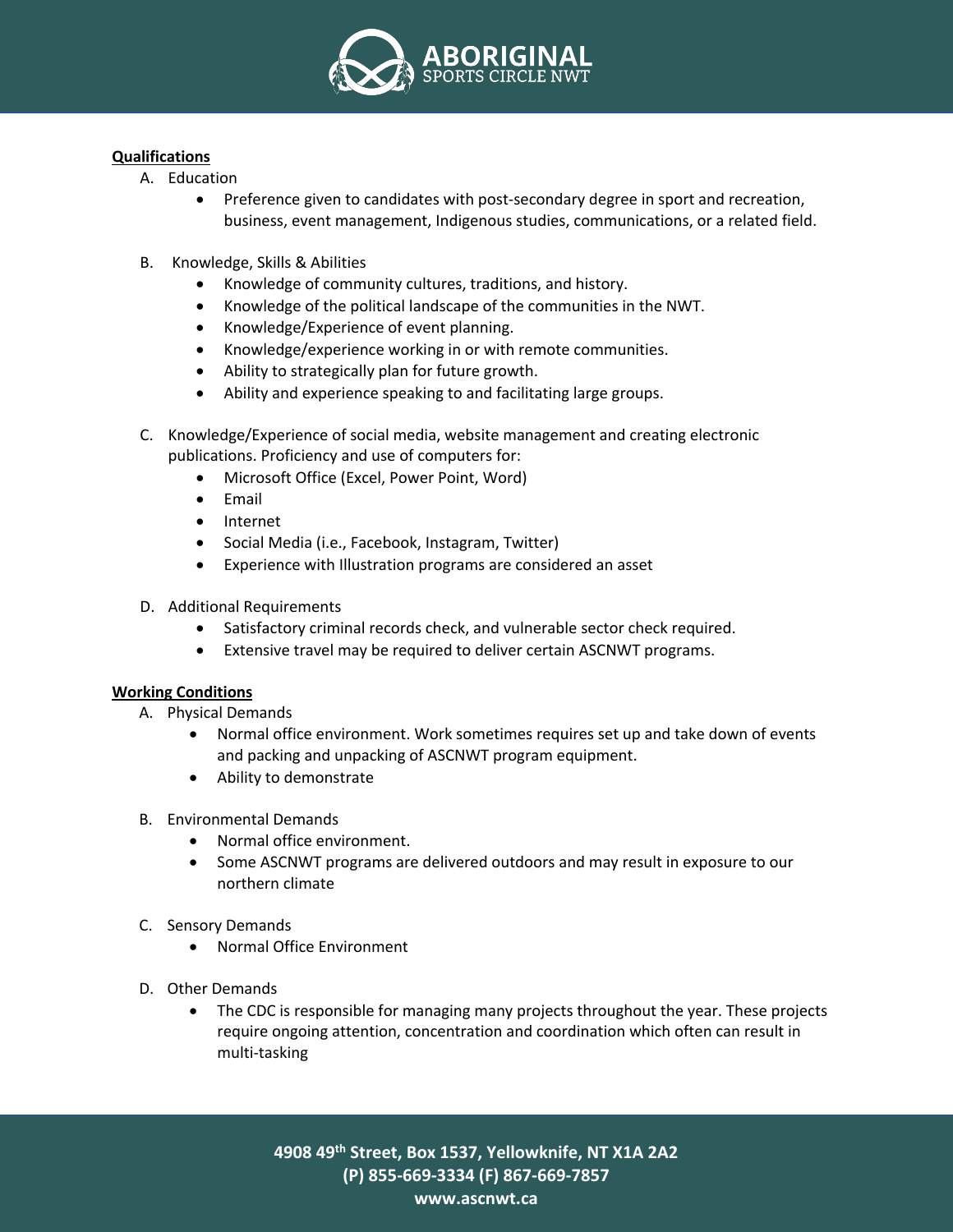**Qualifications**

A. Education

- Preference given to candidates with post-secondary degree in sport and recreation, business, event management, Indigenous studies, communications, or a related field.

B. Knowledge, Skills & Abilities

- Knowledge of community cultures, traditions, and history.
- Knowledge of the political landscape of the communities in the NWT.
- Knowledge/Experience of event planning.
- Knowledge/experience working in or with remote communities.
- Ability to strategically plan for future growth.
- Ability and experience speaking to and facilitating large groups.

C. Knowledge/Experience of social media, website management and creating electronic publications. Proficiency and use of computers for:

- Microsoft Office (Excel, Power Point, Word)
- Email
- Internet
- Social Media (i.e., Facebook, Instagram, Twitter)
- Experience with Illustration programs are considered an asset

D. Additional Requirements

- Satisfactory criminal records check, and vulnerable sector check required.
- Extensive travel may be required to deliver certain ASCNWT programs.

**Working Conditions**

A. Physical Demands

- Normal office environment. Work sometimes requires set up and take down of events and packing and unpacking of ASCNWT program equipment.
- Ability to demonstrate

B. Environmental Demands

- Normal office environment.
- Some ASCNWT programs are delivered outdoors and may result in exposure to our northern climate

C. Sensory Demands

- Normal Office Environment

D. Other Demands

- The CDC is responsible for managing many projects throughout the year. These projects require ongoing attention, concentration and coordination which often can result in multi-tasking